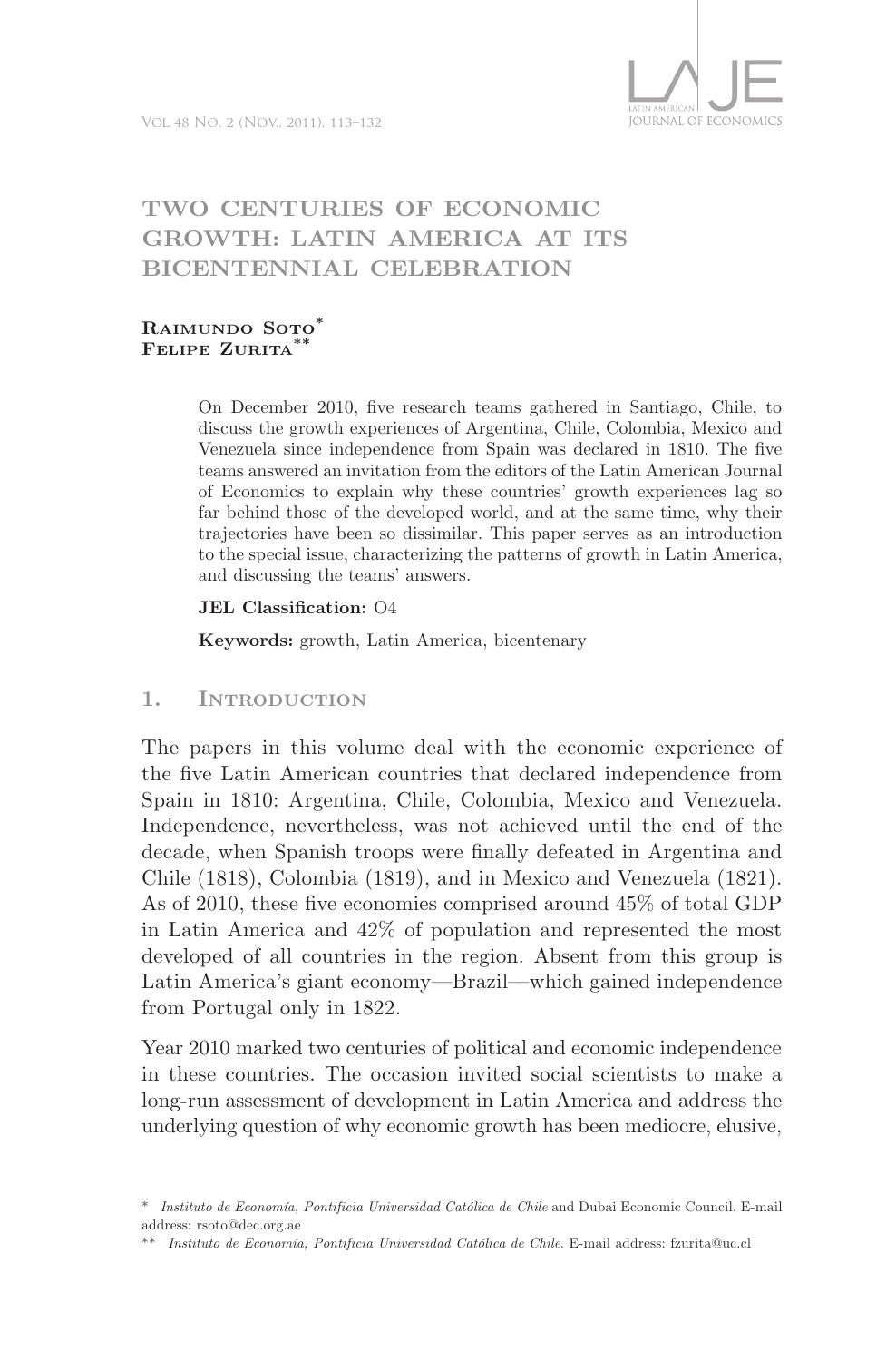# TWO CENTURIES OF ECONOMIC GROWTH: LATIN AMERICA AT ITS BICENTENNIAL CELEBRATION

**Raimundo Soto***
**Felipe Zurita****

On December 2010, five research teams gathered in Santiago, Chile, to discuss the growth experiences of Argentina, Chile, Colombia, Mexico and Venezuela since independence from Spain was declared in 1810. The five teams answered an invitation from the editors of the Latin American Journal of Economics to explain why these countries' growth experiences lag so far behind those of the developed world, and at the same time, why their trajectories have been so dissimilar. This paper serves as an introduction to the special issue, characterizing the patterns of growth in Latin America, and discussing the teams' answers.

**JEL Classification:** O4

**Keywords:** growth, Latin America, bicentenary

## 1. Introduction

The papers in this volume deal with the economic experience of the five Latin American countries that declared independence from Spain in 1810: Argentina, Chile, Colombia, Mexico and Venezuela. Independence, nevertheless, was not achieved until the end of the decade, when Spanish troops were finally defeated in Argentina and Chile (1818), Colombia (1819), and in Mexico and Venezuela (1821). As of 2010, these five economies comprised around 45% of total GDP in Latin America and 42% of population and represented the most developed of all countries in the region. Absent from this group is Latin America's giant economy—Brazil—which gained independence from Portugal only in 1822.

Year 2010 marked two centuries of political and economic independence in these countries. The occasion invited social scientists to make a long-run assessment of development in Latin America and address the underlying question of why economic growth has been mediocre, elusive,

\* *Instituto de Economía, Pontificia Universidad Católica de Chile* and Dubai Economic Council. E-mail address: rsoto@dec.org.ae

\*\* *Instituto de Economía, Pontificia Universidad Católica de Chile*. E-mail address: fzurita@uc.cl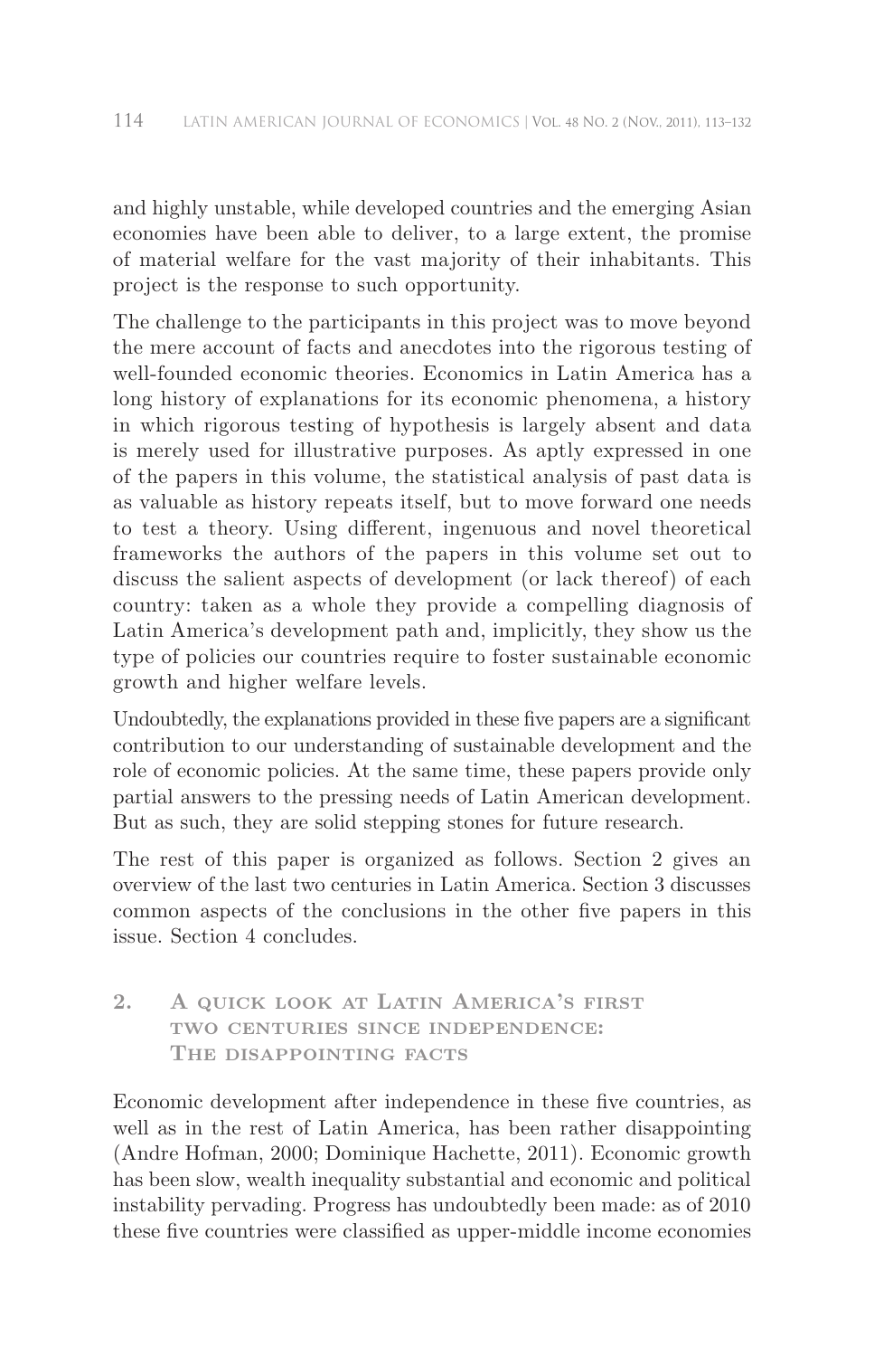and highly unstable, while developed countries and the emerging Asian economies have been able to deliver, to a large extent, the promise of material welfare for the vast majority of their inhabitants. This project is the response to such opportunity.

The challenge to the participants in this project was to move beyond the mere account of facts and anecdotes into the rigorous testing of well-founded economic theories. Economics in Latin America has a long history of explanations for its economic phenomena, a history in which rigorous testing of hypothesis is largely absent and data is merely used for illustrative purposes. As aptly expressed in one of the papers in this volume, the statistical analysis of past data is as valuable as history repeats itself, but to move forward one needs to test a theory. Using different, ingenuous and novel theoretical frameworks the authors of the papers in this volume set out to discuss the salient aspects of development (or lack thereof) of each country: taken as a whole they provide a compelling diagnosis of Latin America's development path and, implicitly, they show us the type of policies our countries require to foster sustainable economic growth and higher welfare levels.

Undoubtedly, the explanations provided in these five papers are a significant contribution to our understanding of sustainable development and the role of economic policies. At the same time, these papers provide only partial answers to the pressing needs of Latin American development. But as such, they are solid stepping stones for future research.

The rest of this paper is organized as follows. Section 2 gives an overview of the last two centuries in Latin America. Section 3 discusses common aspects of the conclusions in the other five papers in this issue. Section 4 concludes.

## 2. A quick look at Latin America's first two centuries since independence: The disappointing facts

Economic development after independence in these five countries, as well as in the rest of Latin America, has been rather disappointing (Andre Hofman, 2000; Dominique Hachette, 2011). Economic growth has been slow, wealth inequality substantial and economic and political instability pervading. Progress has undoubtedly been made: as of 2010 these five countries were classified as upper-middle income economies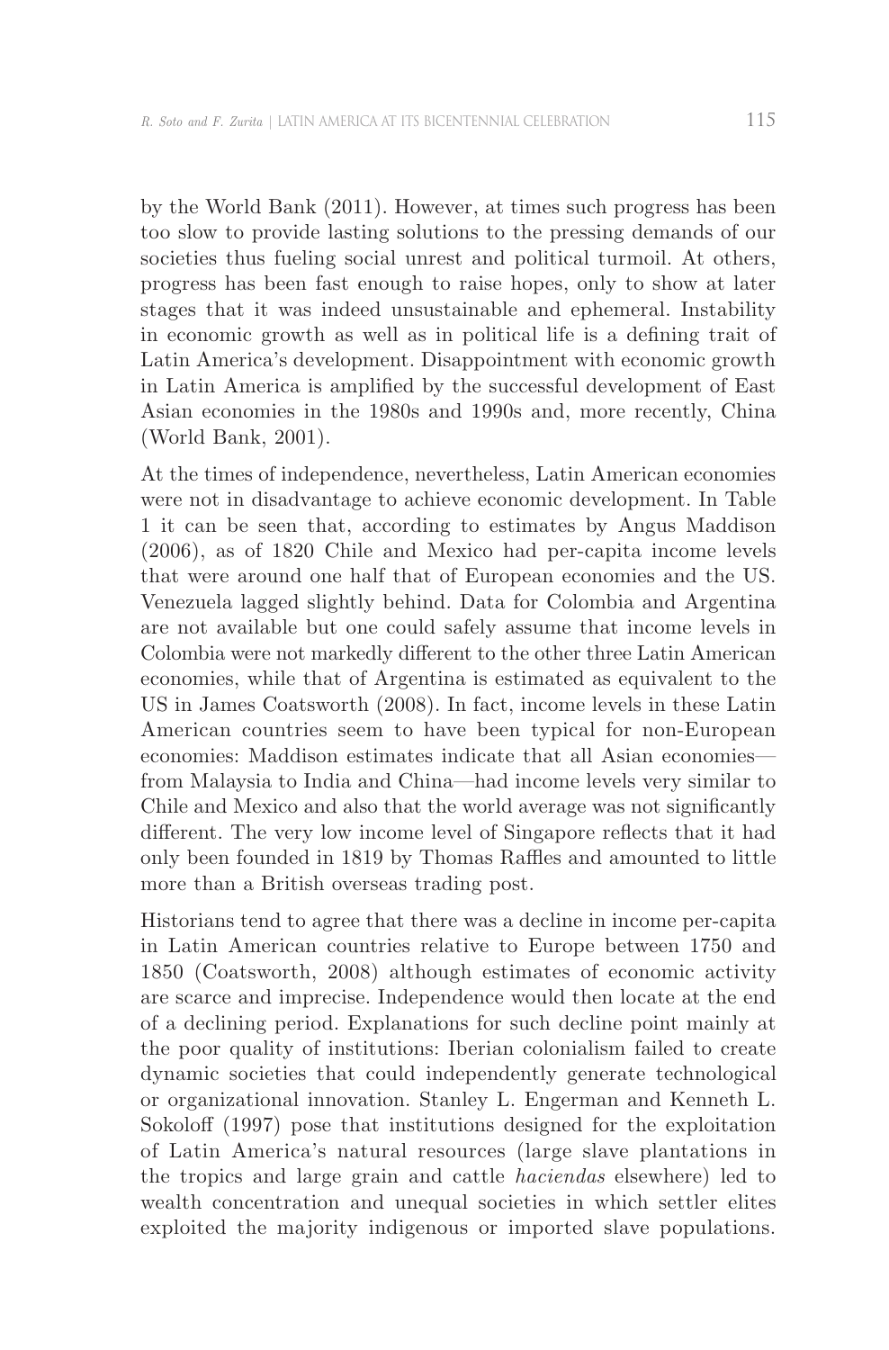by the World Bank (2011). However, at times such progress has been too slow to provide lasting solutions to the pressing demands of our societies thus fueling social unrest and political turmoil. At others, progress has been fast enough to raise hopes, only to show at later stages that it was indeed unsustainable and ephemeral. Instability in economic growth as well as in political life is a defining trait of Latin America's development. Disappointment with economic growth in Latin America is amplified by the successful development of East Asian economies in the 1980s and 1990s and, more recently, China (World Bank, 2001).

At the times of independence, nevertheless, Latin American economies were not in disadvantage to achieve economic development. In Table 1 it can be seen that, according to estimates by Angus Maddison (2006), as of 1820 Chile and Mexico had per-capita income levels that were around one half that of European economies and the US. Venezuela lagged slightly behind. Data for Colombia and Argentina are not available but one could safely assume that income levels in Colombia were not markedly different to the other three Latin American economies, while that of Argentina is estimated as equivalent to the US in James Coatsworth (2008). In fact, income levels in these Latin American countries seem to have been typical for non-European economies: Maddison estimates indicate that all Asian economies—from Malaysia to India and China—had income levels very similar to Chile and Mexico and also that the world average was not significantly different. The very low income level of Singapore reflects that it had only been founded in 1819 by Thomas Raffles and amounted to little more than a British overseas trading post.

Historians tend to agree that there was a decline in income per-capita in Latin American countries relative to Europe between 1750 and 1850 (Coatsworth, 2008) although estimates of economic activity are scarce and imprecise. Independence would then locate at the end of a declining period. Explanations for such decline point mainly at the poor quality of institutions: Iberian colonialism failed to create dynamic societies that could independently generate technological or organizational innovation. Stanley L. Engerman and Kenneth L. Sokoloff (1997) pose that institutions designed for the exploitation of Latin America's natural resources (large slave plantations in the tropics and large grain and cattle *haciendas* elsewhere) led to wealth concentration and unequal societies in which settler elites exploited the majority indigenous or imported slave populations.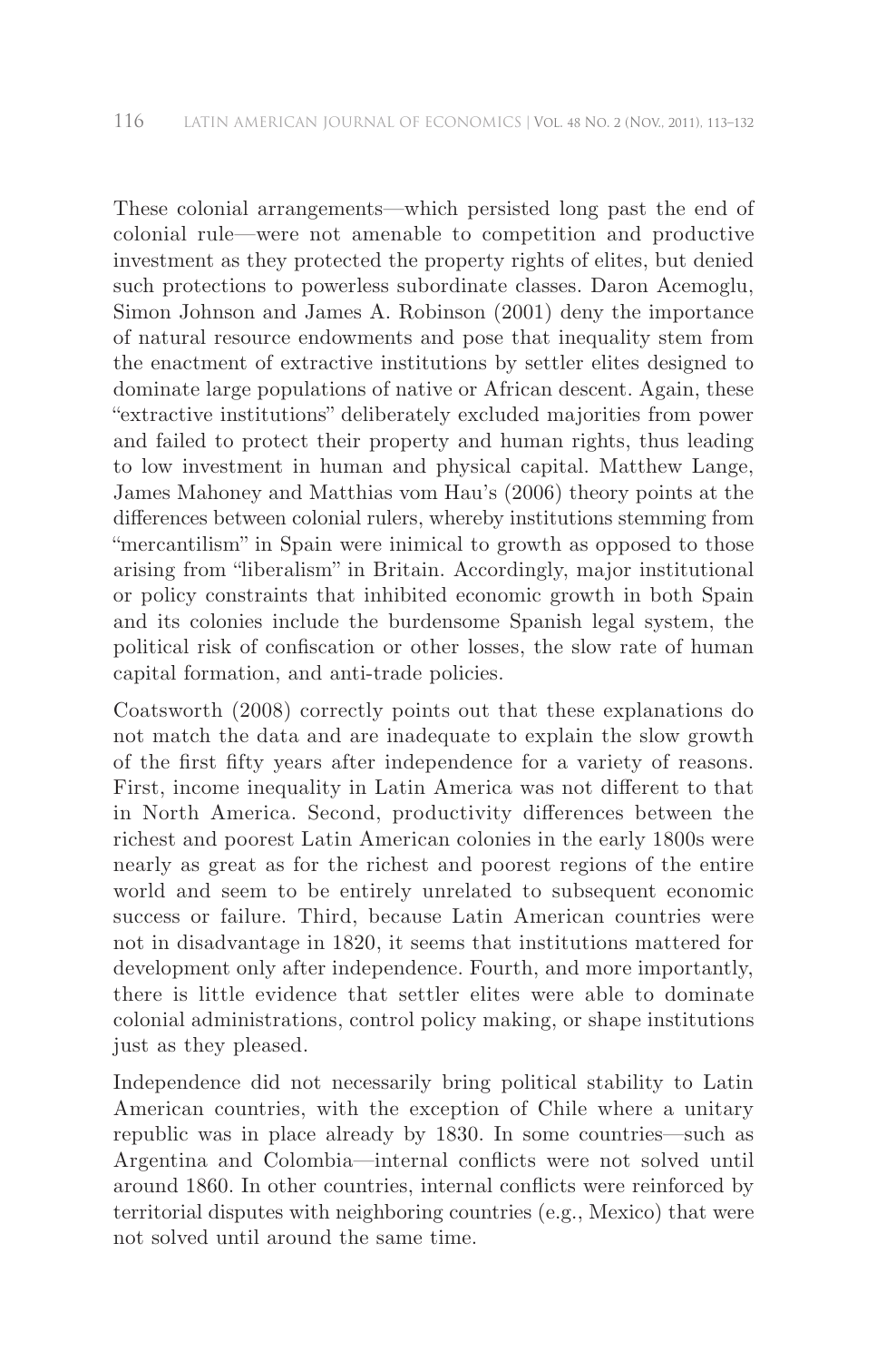These colonial arrangements—which persisted long past the end of colonial rule—were not amenable to competition and productive investment as they protected the property rights of elites, but denied such protections to powerless subordinate classes. Daron Acemoglu, Simon Johnson and James A. Robinson (2001) deny the importance of natural resource endowments and pose that inequality stem from the enactment of extractive institutions by settler elites designed to dominate large populations of native or African descent. Again, these "extractive institutions" deliberately excluded majorities from power and failed to protect their property and human rights, thus leading to low investment in human and physical capital. Matthew Lange, James Mahoney and Matthias vom Hau's (2006) theory points at the differences between colonial rulers, whereby institutions stemming from "mercantilism" in Spain were inimical to growth as opposed to those arising from "liberalism" in Britain. Accordingly, major institutional or policy constraints that inhibited economic growth in both Spain and its colonies include the burdensome Spanish legal system, the political risk of confiscation or other losses, the slow rate of human capital formation, and anti-trade policies.

Coatsworth (2008) correctly points out that these explanations do not match the data and are inadequate to explain the slow growth of the first fifty years after independence for a variety of reasons. First, income inequality in Latin America was not different to that in North America. Second, productivity differences between the richest and poorest Latin American colonies in the early 1800s were nearly as great as for the richest and poorest regions of the entire world and seem to be entirely unrelated to subsequent economic success or failure. Third, because Latin American countries were not in disadvantage in 1820, it seems that institutions mattered for development only after independence. Fourth, and more importantly, there is little evidence that settler elites were able to dominate colonial administrations, control policy making, or shape institutions just as they pleased.

Independence did not necessarily bring political stability to Latin American countries, with the exception of Chile where a unitary republic was in place already by 1830. In some countries—such as Argentina and Colombia—internal conflicts were not solved until around 1860. In other countries, internal conflicts were reinforced by territorial disputes with neighboring countries (e.g., Mexico) that were not solved until around the same time.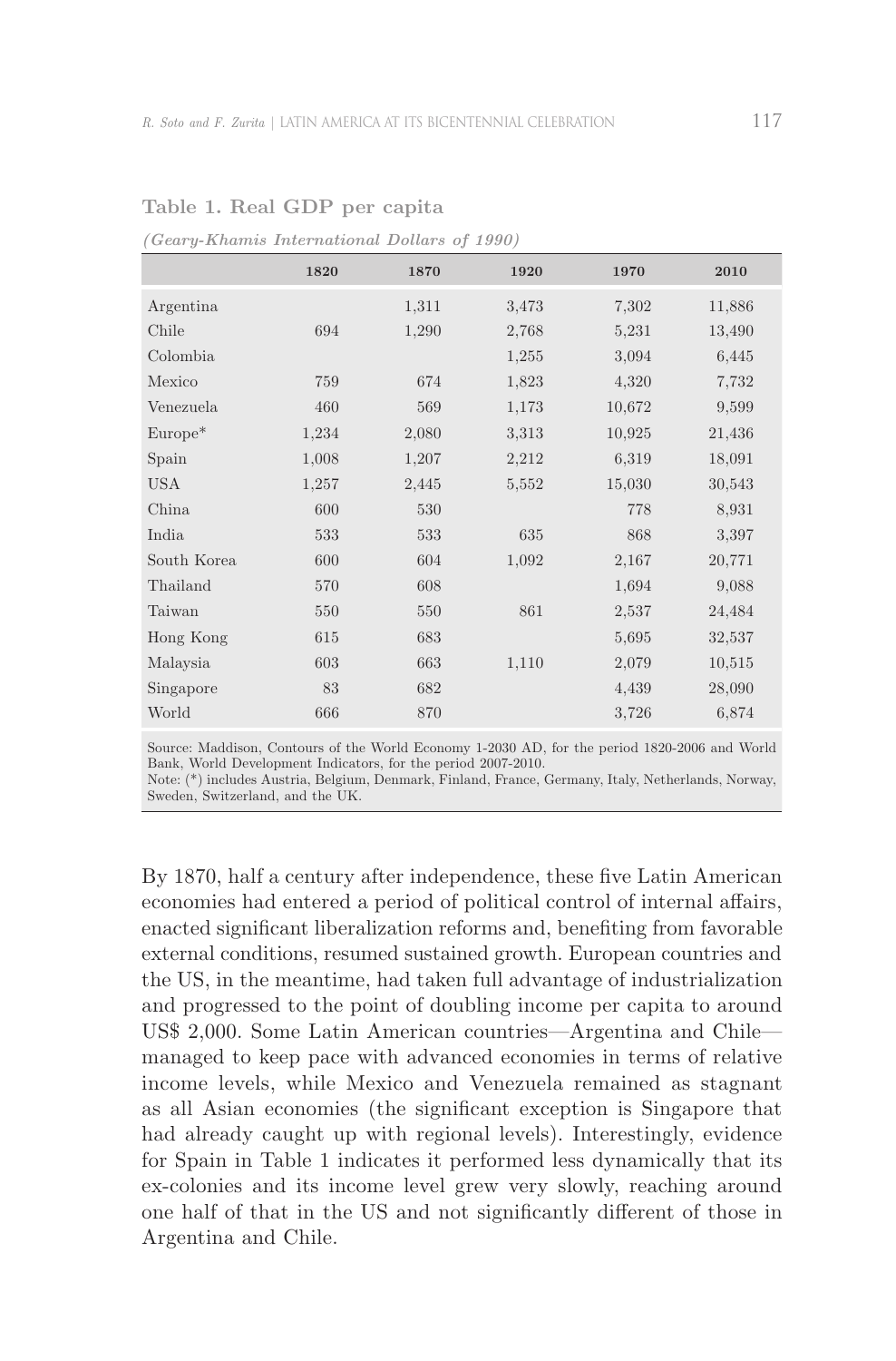**Table 1. Real GDP per capita**

*(Geary-Khamis International Dollars of 1990)*

| | 1820 | 1870 | 1920 | 1970 | 2010 |
|---|---|---|---|---|---|
| Argentina | | 1,311 | 3,473 | 7,302 | 11,886 |
| Chile | 694 | 1,290 | 2,768 | 5,231 | 13,490 |
| Colombia | | | 1,255 | 3,094 | 6,445 |
| Mexico | 759 | 674 | 1,823 | 4,320 | 7,732 |
| Venezuela | 460 | 569 | 1,173 | 10,672 | 9,599 |
| Europe* | 1,234 | 2,080 | 3,313 | 10,925 | 21,436 |
| Spain | 1,008 | 1,207 | 2,212 | 6,319 | 18,091 |
| USA | 1,257 | 2,445 | 5,552 | 15,030 | 30,543 |
| China | 600 | 530 | | 778 | 8,931 |
| India | 533 | 533 | 635 | 868 | 3,397 |
| South Korea | 600 | 604 | 1,092 | 2,167 | 20,771 |
| Thailand | 570 | 608 | | 1,694 | 9,088 |
| Taiwan | 550 | 550 | 861 | 2,537 | 24,484 |
| Hong Kong | 615 | 683 | | 5,695 | 32,537 |
| Malaysia | 603 | 663 | 1,110 | 2,079 | 10,515 |
| Singapore | 83 | 682 | | 4,439 | 28,090 |
| World | 666 | 870 | | 3,726 | 6,874 |

Source: Maddison, Contours of the World Economy 1-2030 AD, for the period 1820-2006 and World Bank, World Development Indicators, for the period 2007-2010.
Note: (*) includes Austria, Belgium, Denmark, Finland, France, Germany, Italy, Netherlands, Norway, Sweden, Switzerland, and the UK.

By 1870, half a century after independence, these five Latin American economies had entered a period of political control of internal affairs, enacted significant liberalization reforms and, benefiting from favorable external conditions, resumed sustained growth. European countries and the US, in the meantime, had taken full advantage of industrialization and progressed to the point of doubling income per capita to around US$ 2,000. Some Latin American countries—Argentina and Chile—managed to keep pace with advanced economies in terms of relative income levels, while Mexico and Venezuela remained as stagnant as all Asian economies (the significant exception is Singapore that had already caught up with regional levels). Interestingly, evidence for Spain in Table 1 indicates it performed less dynamically that its ex-colonies and its income level grew very slowly, reaching around one half of that in the US and not significantly different of those in Argentina and Chile.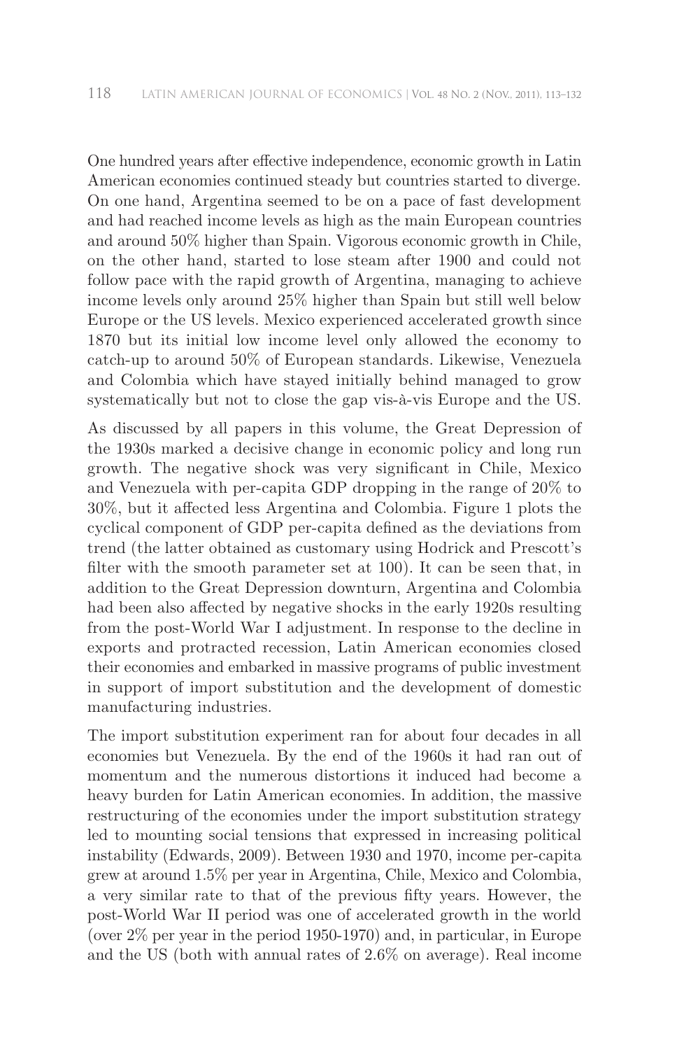One hundred years after effective independence, economic growth in Latin American economies continued steady but countries started to diverge. On one hand, Argentina seemed to be on a pace of fast development and had reached income levels as high as the main European countries and around 50% higher than Spain. Vigorous economic growth in Chile, on the other hand, started to lose steam after 1900 and could not follow pace with the rapid growth of Argentina, managing to achieve income levels only around 25% higher than Spain but still well below Europe or the US levels. Mexico experienced accelerated growth since 1870 but its initial low income level only allowed the economy to catch-up to around 50% of European standards. Likewise, Venezuela and Colombia which have stayed initially behind managed to grow systematically but not to close the gap vis-à-vis Europe and the US.

As discussed by all papers in this volume, the Great Depression of the 1930s marked a decisive change in economic policy and long run growth. The negative shock was very significant in Chile, Mexico and Venezuela with per-capita GDP dropping in the range of 20% to 30%, but it affected less Argentina and Colombia. Figure 1 plots the cyclical component of GDP per-capita defined as the deviations from trend (the latter obtained as customary using Hodrick and Prescott's filter with the smooth parameter set at 100). It can be seen that, in addition to the Great Depression downturn, Argentina and Colombia had been also affected by negative shocks in the early 1920s resulting from the post-World War I adjustment. In response to the decline in exports and protracted recession, Latin American economies closed their economies and embarked in massive programs of public investment in support of import substitution and the development of domestic manufacturing industries.

The import substitution experiment ran for about four decades in all economies but Venezuela. By the end of the 1960s it had ran out of momentum and the numerous distortions it induced had become a heavy burden for Latin American economies. In addition, the massive restructuring of the economies under the import substitution strategy led to mounting social tensions that expressed in increasing political instability (Edwards, 2009). Between 1930 and 1970, income per-capita grew at around 1.5% per year in Argentina, Chile, Mexico and Colombia, a very similar rate to that of the previous fifty years. However, the post-World War II period was one of accelerated growth in the world (over 2% per year in the period 1950-1970) and, in particular, in Europe and the US (both with annual rates of 2.6% on average). Real income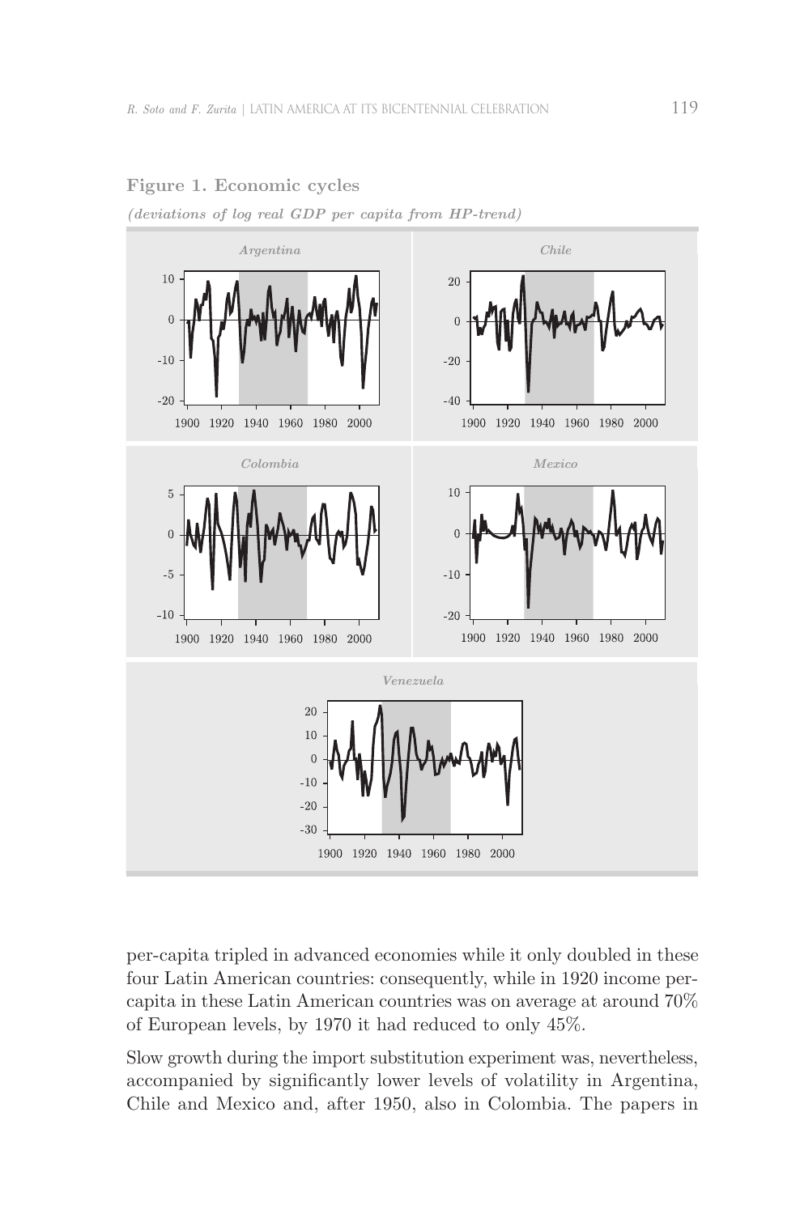**Figure 1. Economic cycles**

*(deviations of log real GDP per capita from HP-trend)*

per-capita tripled in advanced economies while it only doubled in these four Latin American countries: consequently, while in 1920 income per-capita in these Latin American countries was on average at around 70% of European levels, by 1970 it had reduced to only 45%.

Slow growth during the import substitution experiment was, nevertheless, accompanied by significantly lower levels of volatility in Argentina, Chile and Mexico and, after 1950, also in Colombia. The papers in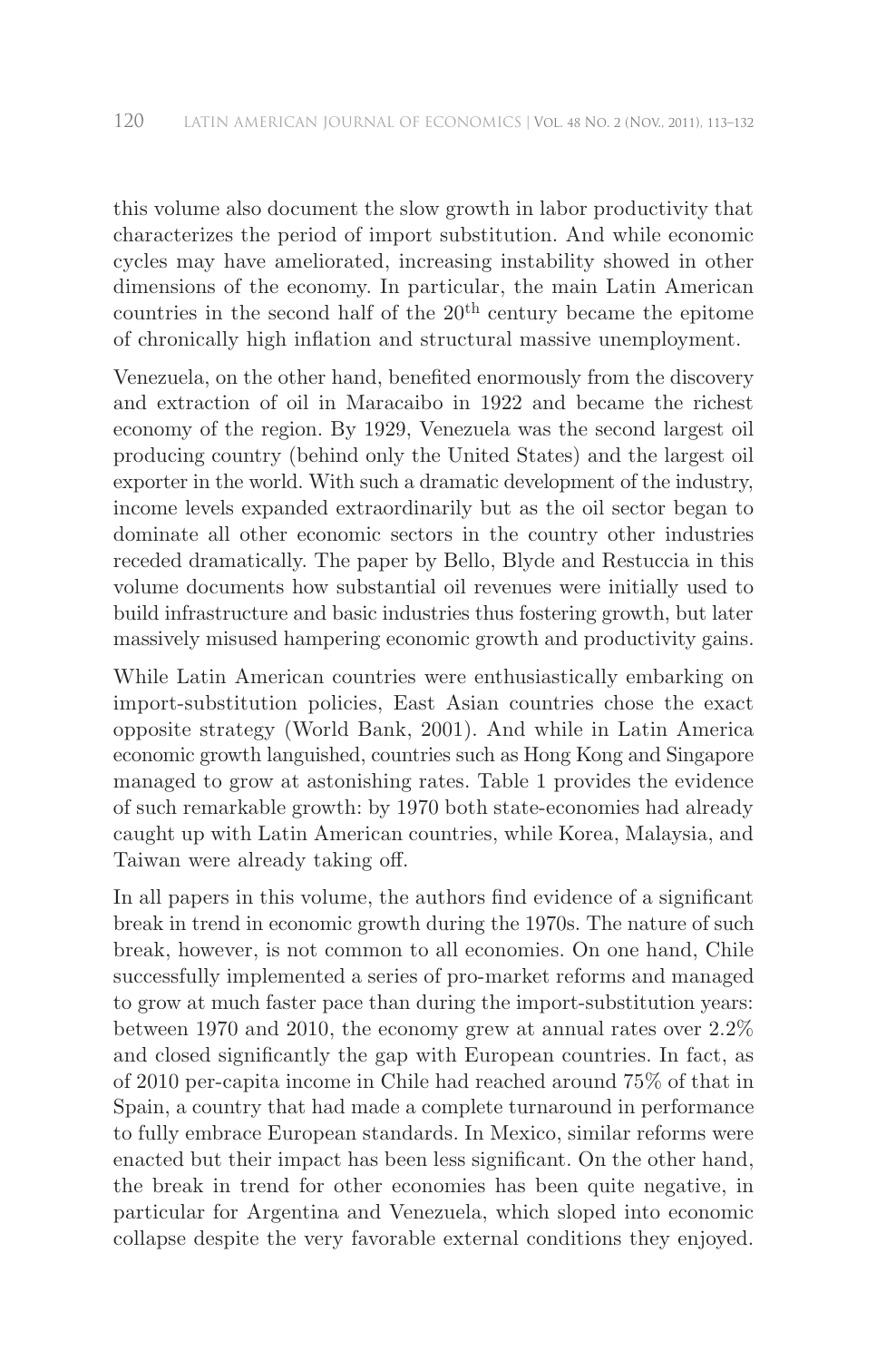this volume also document the slow growth in labor productivity that characterizes the period of import substitution. And while economic cycles may have ameliorated, increasing instability showed in other dimensions of the economy. In particular, the main Latin American countries in the second half of the 20th century became the epitome of chronically high inflation and structural massive unemployment.

Venezuela, on the other hand, benefited enormously from the discovery and extraction of oil in Maracaibo in 1922 and became the richest economy of the region. By 1929, Venezuela was the second largest oil producing country (behind only the United States) and the largest oil exporter in the world. With such a dramatic development of the industry, income levels expanded extraordinarily but as the oil sector began to dominate all other economic sectors in the country other industries receded dramatically. The paper by Bello, Blyde and Restuccia in this volume documents how substantial oil revenues were initially used to build infrastructure and basic industries thus fostering growth, but later massively misused hampering economic growth and productivity gains.

While Latin American countries were enthusiastically embarking on import-substitution policies, East Asian countries chose the exact opposite strategy (World Bank, 2001). And while in Latin America economic growth languished, countries such as Hong Kong and Singapore managed to grow at astonishing rates. Table 1 provides the evidence of such remarkable growth: by 1970 both state-economies had already caught up with Latin American countries, while Korea, Malaysia, and Taiwan were already taking off.

In all papers in this volume, the authors find evidence of a significant break in trend in economic growth during the 1970s. The nature of such break, however, is not common to all economies. On one hand, Chile successfully implemented a series of pro-market reforms and managed to grow at much faster pace than during the import-substitution years: between 1970 and 2010, the economy grew at annual rates over 2.2% and closed significantly the gap with European countries. In fact, as of 2010 per-capita income in Chile had reached around 75% of that in Spain, a country that had made a complete turnaround in performance to fully embrace European standards. In Mexico, similar reforms were enacted but their impact has been less significant. On the other hand, the break in trend for other economies has been quite negative, in particular for Argentina and Venezuela, which sloped into economic collapse despite the very favorable external conditions they enjoyed.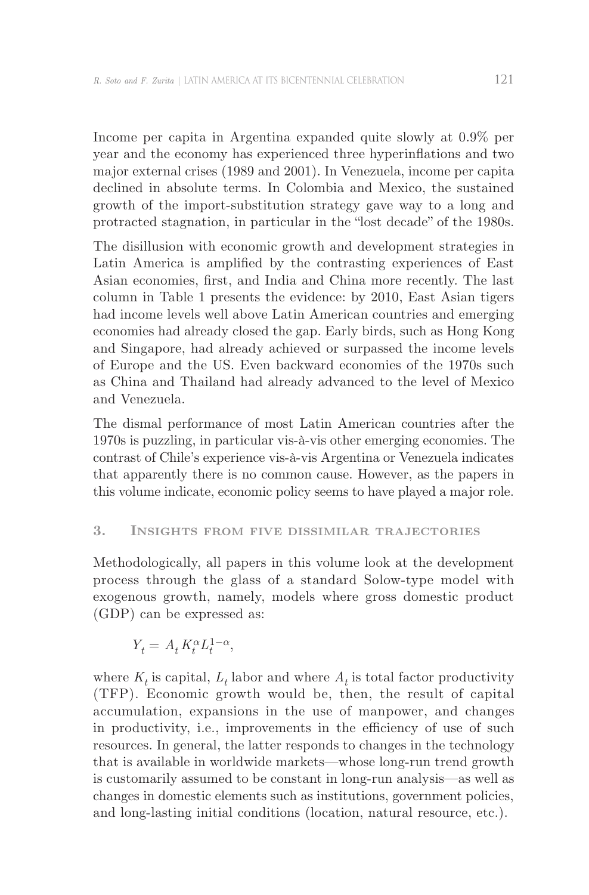Income per capita in Argentina expanded quite slowly at 0.9% per year and the economy has experienced three hyperinflations and two major external crises (1989 and 2001). In Venezuela, income per capita declined in absolute terms. In Colombia and Mexico, the sustained growth of the import-substitution strategy gave way to a long and protracted stagnation, in particular in the "lost decade" of the 1980s.

The disillusion with economic growth and development strategies in Latin America is amplified by the contrasting experiences of East Asian economies, first, and India and China more recently. The last column in Table 1 presents the evidence: by 2010, East Asian tigers had income levels well above Latin American countries and emerging economies had already closed the gap. Early birds, such as Hong Kong and Singapore, had already achieved or surpassed the income levels of Europe and the US. Even backward economies of the 1970s such as China and Thailand had already advanced to the level of Mexico and Venezuela.

The dismal performance of most Latin American countries after the 1970s is puzzling, in particular vis-à-vis other emerging economies. The contrast of Chile's experience vis-à-vis Argentina or Venezuela indicates that apparently there is no common cause. However, as the papers in this volume indicate, economic policy seems to have played a major role.

## 3. Insights from five dissimilar trajectories

Methodologically, all papers in this volume look at the development process through the glass of a standard Solow-type model with exogenous growth, namely, models where gross domestic product (GDP) can be expressed as:

$$Y_t = A_t K_t^{\alpha} L_t^{1-\alpha},$$

where $K_t$ is capital, $L_t$ labor and where $A_t$ is total factor productivity (TFP). Economic growth would be, then, the result of capital accumulation, expansions in the use of manpower, and changes in productivity, i.e., improvements in the efficiency of use of such resources. In general, the latter responds to changes in the technology that is available in worldwide markets—whose long-run trend growth is customarily assumed to be constant in long-run analysis—as well as changes in domestic elements such as institutions, government policies, and long-lasting initial conditions (location, natural resource, etc.).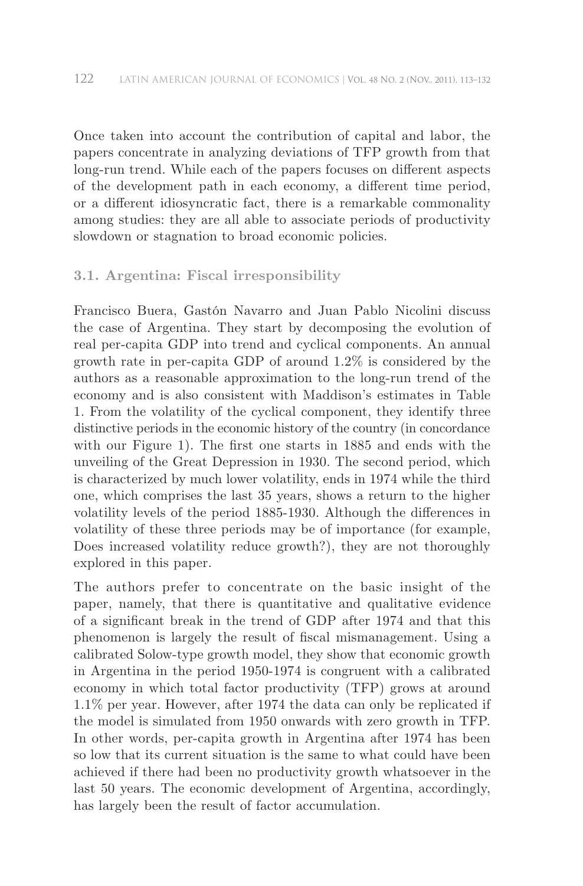Once taken into account the contribution of capital and labor, the papers concentrate in analyzing deviations of TFP growth from that long-run trend. While each of the papers focuses on different aspects of the development path in each economy, a different time period, or a different idiosyncratic fact, there is a remarkable commonality among studies: they are all able to associate periods of productivity slowdown or stagnation to broad economic policies.

### 3.1. Argentina: Fiscal irresponsibility

Francisco Buera, Gastón Navarro and Juan Pablo Nicolini discuss the case of Argentina. They start by decomposing the evolution of real per-capita GDP into trend and cyclical components. An annual growth rate in per-capita GDP of around 1.2% is considered by the authors as a reasonable approximation to the long-run trend of the economy and is also consistent with Maddison's estimates in Table 1. From the volatility of the cyclical component, they identify three distinctive periods in the economic history of the country (in concordance with our Figure 1). The first one starts in 1885 and ends with the unveiling of the Great Depression in 1930. The second period, which is characterized by much lower volatility, ends in 1974 while the third one, which comprises the last 35 years, shows a return to the higher volatility levels of the period 1885-1930. Although the differences in volatility of these three periods may be of importance (for example, Does increased volatility reduce growth?), they are not thoroughly explored in this paper.

The authors prefer to concentrate on the basic insight of the paper, namely, that there is quantitative and qualitative evidence of a significant break in the trend of GDP after 1974 and that this phenomenon is largely the result of fiscal mismanagement. Using a calibrated Solow-type growth model, they show that economic growth in Argentina in the period 1950-1974 is congruent with a calibrated economy in which total factor productivity (TFP) grows at around 1.1% per year. However, after 1974 the data can only be replicated if the model is simulated from 1950 onwards with zero growth in TFP. In other words, per-capita growth in Argentina after 1974 has been so low that its current situation is the same to what could have been achieved if there had been no productivity growth whatsoever in the last 50 years. The economic development of Argentina, accordingly, has largely been the result of factor accumulation.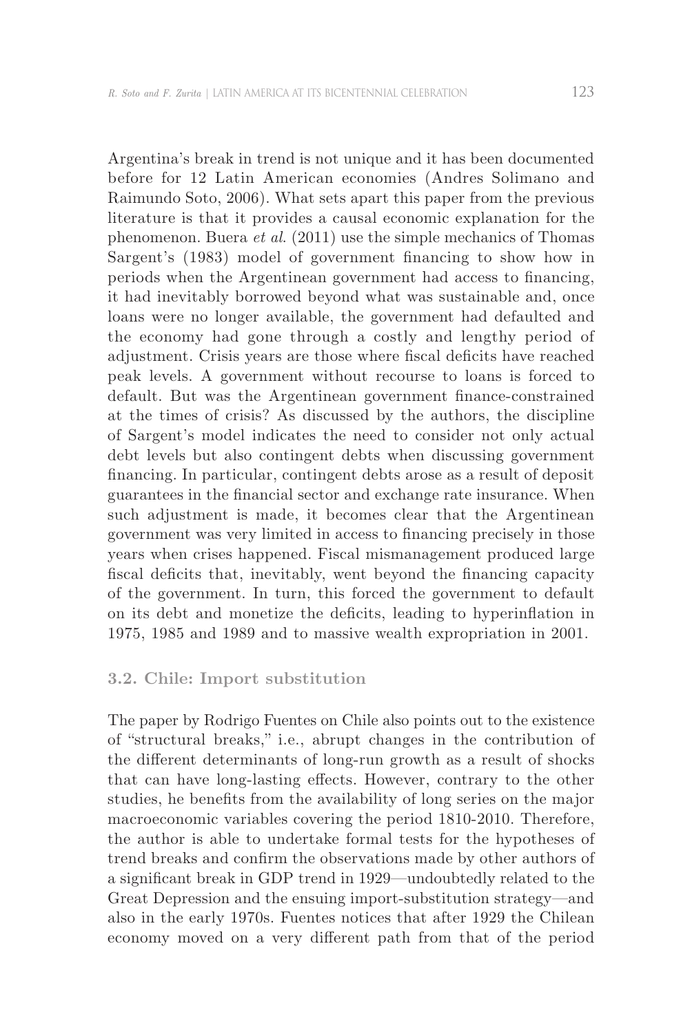Argentina's break in trend is not unique and it has been documented before for 12 Latin American economies (Andres Solimano and Raimundo Soto, 2006). What sets apart this paper from the previous literature is that it provides a causal economic explanation for the phenomenon. Buera *et al.* (2011) use the simple mechanics of Thomas Sargent's (1983) model of government financing to show how in periods when the Argentinean government had access to financing, it had inevitably borrowed beyond what was sustainable and, once loans were no longer available, the government had defaulted and the economy had gone through a costly and lengthy period of adjustment. Crisis years are those where fiscal deficits have reached peak levels. A government without recourse to loans is forced to default. But was the Argentinean government finance-constrained at the times of crisis? As discussed by the authors, the discipline of Sargent's model indicates the need to consider not only actual debt levels but also contingent debts when discussing government financing. In particular, contingent debts arose as a result of deposit guarantees in the financial sector and exchange rate insurance. When such adjustment is made, it becomes clear that the Argentinean government was very limited in access to financing precisely in those years when crises happened. Fiscal mismanagement produced large fiscal deficits that, inevitably, went beyond the financing capacity of the government. In turn, this forced the government to default on its debt and monetize the deficits, leading to hyperinflation in 1975, 1985 and 1989 and to massive wealth expropriation in 2001.

### 3.2. Chile: Import substitution

The paper by Rodrigo Fuentes on Chile also points out to the existence of "structural breaks," i.e., abrupt changes in the contribution of the different determinants of long-run growth as a result of shocks that can have long-lasting effects. However, contrary to the other studies, he benefits from the availability of long series on the major macroeconomic variables covering the period 1810-2010. Therefore, the author is able to undertake formal tests for the hypotheses of trend breaks and confirm the observations made by other authors of a significant break in GDP trend in 1929—undoubtedly related to the Great Depression and the ensuing import-substitution strategy—and also in the early 1970s. Fuentes notices that after 1929 the Chilean economy moved on a very different path from that of the period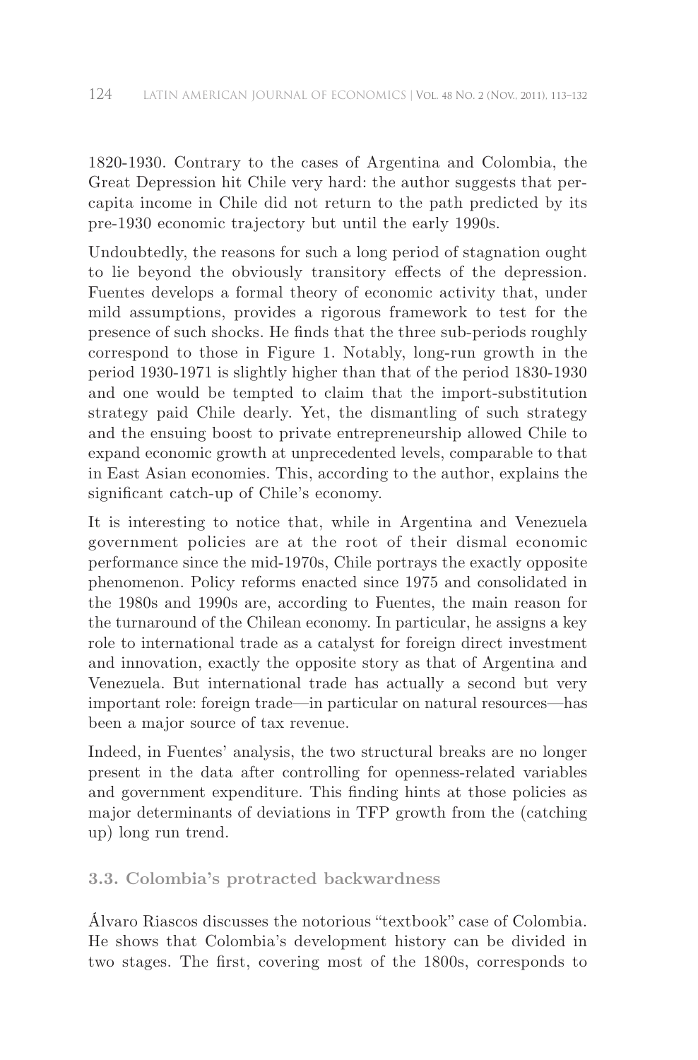1820-1930. Contrary to the cases of Argentina and Colombia, the Great Depression hit Chile very hard: the author suggests that per-capita income in Chile did not return to the path predicted by its pre-1930 economic trajectory but until the early 1990s.

Undoubtedly, the reasons for such a long period of stagnation ought to lie beyond the obviously transitory effects of the depression. Fuentes develops a formal theory of economic activity that, under mild assumptions, provides a rigorous framework to test for the presence of such shocks. He finds that the three sub-periods roughly correspond to those in Figure 1. Notably, long-run growth in the period 1930-1971 is slightly higher than that of the period 1830-1930 and one would be tempted to claim that the import-substitution strategy paid Chile dearly. Yet, the dismantling of such strategy and the ensuing boost to private entrepreneurship allowed Chile to expand economic growth at unprecedented levels, comparable to that in East Asian economies. This, according to the author, explains the significant catch-up of Chile's economy.

It is interesting to notice that, while in Argentina and Venezuela government policies are at the root of their dismal economic performance since the mid-1970s, Chile portrays the exactly opposite phenomenon. Policy reforms enacted since 1975 and consolidated in the 1980s and 1990s are, according to Fuentes, the main reason for the turnaround of the Chilean economy. In particular, he assigns a key role to international trade as a catalyst for foreign direct investment and innovation, exactly the opposite story as that of Argentina and Venezuela. But international trade has actually a second but very important role: foreign trade—in particular on natural resources—has been a major source of tax revenue.

Indeed, in Fuentes' analysis, the two structural breaks are no longer present in the data after controlling for openness-related variables and government expenditure. This finding hints at those policies as major determinants of deviations in TFP growth from the (catching up) long run trend.

### 3.3. Colombia's protracted backwardness

Álvaro Riascos discusses the notorious "textbook" case of Colombia. He shows that Colombia's development history can be divided in two stages. The first, covering most of the 1800s, corresponds to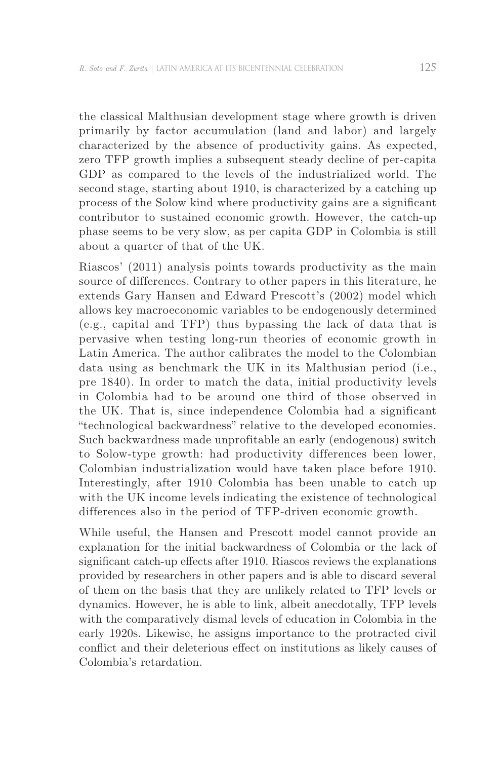the classical Malthusian development stage where growth is driven primarily by factor accumulation (land and labor) and largely characterized by the absence of productivity gains. As expected, zero TFP growth implies a subsequent steady decline of per-capita GDP as compared to the levels of the industrialized world. The second stage, starting about 1910, is characterized by a catching up process of the Solow kind where productivity gains are a significant contributor to sustained economic growth. However, the catch-up phase seems to be very slow, as per capita GDP in Colombia is still about a quarter of that of the UK.

Riascos' (2011) analysis points towards productivity as the main source of differences. Contrary to other papers in this literature, he extends Gary Hansen and Edward Prescott's (2002) model which allows key macroeconomic variables to be endogenously determined (e.g., capital and TFP) thus bypassing the lack of data that is pervasive when testing long-run theories of economic growth in Latin America. The author calibrates the model to the Colombian data using as benchmark the UK in its Malthusian period (i.e., pre 1840). In order to match the data, initial productivity levels in Colombia had to be around one third of those observed in the UK. That is, since independence Colombia had a significant "technological backwardness" relative to the developed economies. Such backwardness made unprofitable an early (endogenous) switch to Solow-type growth: had productivity differences been lower, Colombian industrialization would have taken place before 1910. Interestingly, after 1910 Colombia has been unable to catch up with the UK income levels indicating the existence of technological differences also in the period of TFP-driven economic growth.

While useful, the Hansen and Prescott model cannot provide an explanation for the initial backwardness of Colombia or the lack of significant catch-up effects after 1910. Riascos reviews the explanations provided by researchers in other papers and is able to discard several of them on the basis that they are unlikely related to TFP levels or dynamics. However, he is able to link, albeit anecdotally, TFP levels with the comparatively dismal levels of education in Colombia in the early 1920s. Likewise, he assigns importance to the protracted civil conflict and their deleterious effect on institutions as likely causes of Colombia's retardation.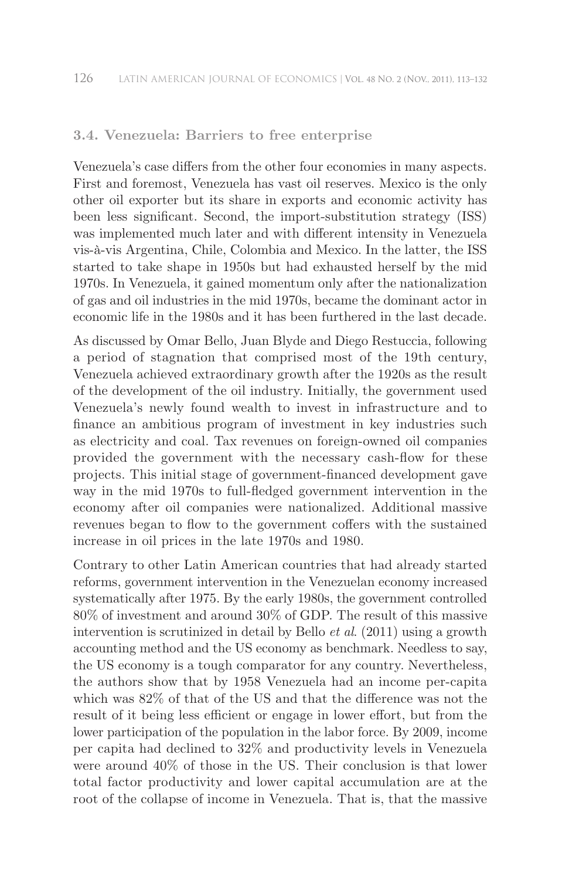### 3.4. Venezuela: Barriers to free enterprise

Venezuela's case differs from the other four economies in many aspects. First and foremost, Venezuela has vast oil reserves. Mexico is the only other oil exporter but its share in exports and economic activity has been less significant. Second, the import-substitution strategy (ISS) was implemented much later and with different intensity in Venezuela vis-à-vis Argentina, Chile, Colombia and Mexico. In the latter, the ISS started to take shape in 1950s but had exhausted herself by the mid 1970s. In Venezuela, it gained momentum only after the nationalization of gas and oil industries in the mid 1970s, became the dominant actor in economic life in the 1980s and it has been furthered in the last decade.

As discussed by Omar Bello, Juan Blyde and Diego Restuccia, following a period of stagnation that comprised most of the 19th century, Venezuela achieved extraordinary growth after the 1920s as the result of the development of the oil industry. Initially, the government used Venezuela's newly found wealth to invest in infrastructure and to finance an ambitious program of investment in key industries such as electricity and coal. Tax revenues on foreign-owned oil companies provided the government with the necessary cash-flow for these projects. This initial stage of government-financed development gave way in the mid 1970s to full-fledged government intervention in the economy after oil companies were nationalized. Additional massive revenues began to flow to the government coffers with the sustained increase in oil prices in the late 1970s and 1980.

Contrary to other Latin American countries that had already started reforms, government intervention in the Venezuelan economy increased systematically after 1975. By the early 1980s, the government controlled 80% of investment and around 30% of GDP. The result of this massive intervention is scrutinized in detail by Bello *et al*. (2011) using a growth accounting method and the US economy as benchmark. Needless to say, the US economy is a tough comparator for any country. Nevertheless, the authors show that by 1958 Venezuela had an income per-capita which was 82% of that of the US and that the difference was not the result of it being less efficient or engage in lower effort, but from the lower participation of the population in the labor force. By 2009, income per capita had declined to 32% and productivity levels in Venezuela were around 40% of those in the US. Their conclusion is that lower total factor productivity and lower capital accumulation are at the root of the collapse of income in Venezuela. That is, that the massive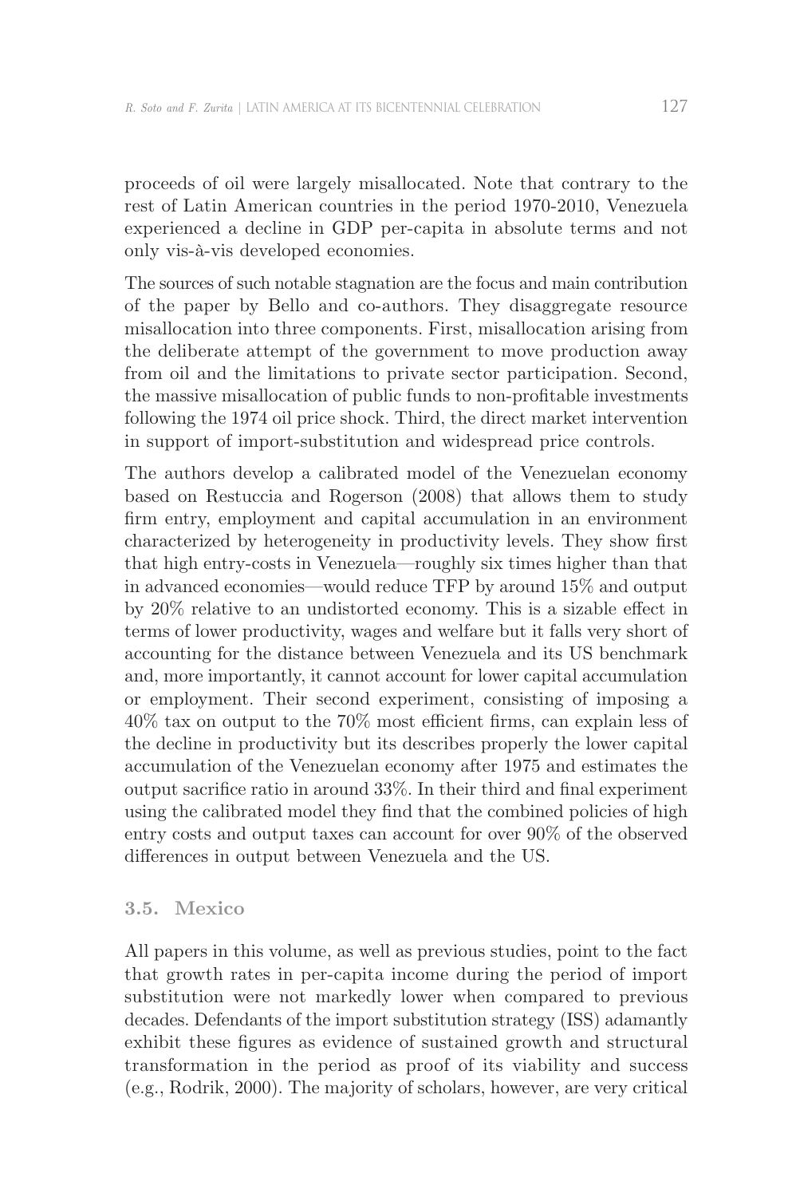proceeds of oil were largely misallocated. Note that contrary to the rest of Latin American countries in the period 1970-2010, Venezuela experienced a decline in GDP per-capita in absolute terms and not only vis-à-vis developed economies.

The sources of such notable stagnation are the focus and main contribution of the paper by Bello and co-authors. They disaggregate resource misallocation into three components. First, misallocation arising from the deliberate attempt of the government to move production away from oil and the limitations to private sector participation. Second, the massive misallocation of public funds to non-profitable investments following the 1974 oil price shock. Third, the direct market intervention in support of import-substitution and widespread price controls.

The authors develop a calibrated model of the Venezuelan economy based on Restuccia and Rogerson (2008) that allows them to study firm entry, employment and capital accumulation in an environment characterized by heterogeneity in productivity levels. They show first that high entry-costs in Venezuela—roughly six times higher than that in advanced economies—would reduce TFP by around 15% and output by 20% relative to an undistorted economy. This is a sizable effect in terms of lower productivity, wages and welfare but it falls very short of accounting for the distance between Venezuela and its US benchmark and, more importantly, it cannot account for lower capital accumulation or employment. Their second experiment, consisting of imposing a 40% tax on output to the 70% most efficient firms, can explain less of the decline in productivity but its describes properly the lower capital accumulation of the Venezuelan economy after 1975 and estimates the output sacrifice ratio in around 33%. In their third and final experiment using the calibrated model they find that the combined policies of high entry costs and output taxes can account for over 90% of the observed differences in output between Venezuela and the US.

### 3.5. Mexico

All papers in this volume, as well as previous studies, point to the fact that growth rates in per-capita income during the period of import substitution were not markedly lower when compared to previous decades. Defendants of the import substitution strategy (ISS) adamantly exhibit these figures as evidence of sustained growth and structural transformation in the period as proof of its viability and success (e.g., Rodrik, 2000). The majority of scholars, however, are very critical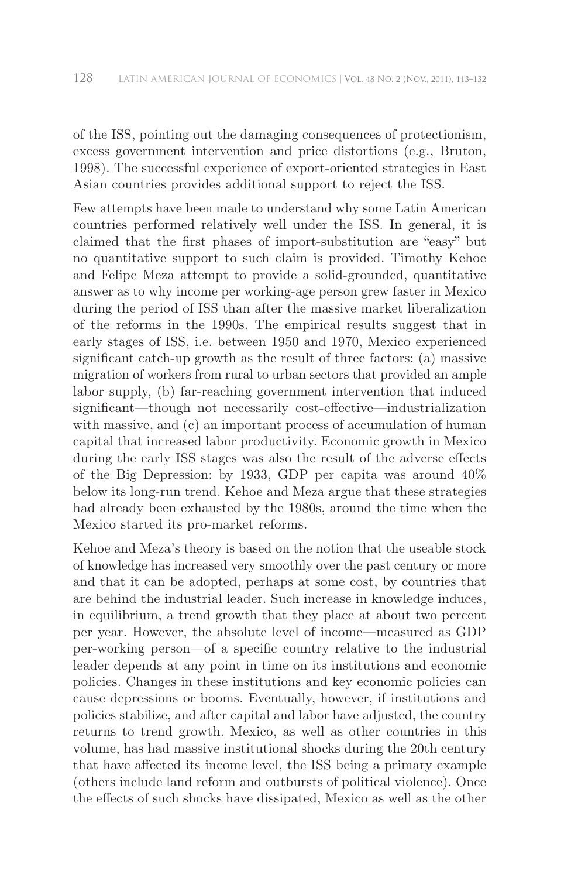of the ISS, pointing out the damaging consequences of protectionism, excess government intervention and price distortions (e.g., Bruton, 1998). The successful experience of export-oriented strategies in East Asian countries provides additional support to reject the ISS.

Few attempts have been made to understand why some Latin American countries performed relatively well under the ISS. In general, it is claimed that the first phases of import-substitution are "easy" but no quantitative support to such claim is provided. Timothy Kehoe and Felipe Meza attempt to provide a solid-grounded, quantitative answer as to why income per working-age person grew faster in Mexico during the period of ISS than after the massive market liberalization of the reforms in the 1990s. The empirical results suggest that in early stages of ISS, i.e. between 1950 and 1970, Mexico experienced significant catch-up growth as the result of three factors: (a) massive migration of workers from rural to urban sectors that provided an ample labor supply, (b) far-reaching government intervention that induced significant—though not necessarily cost-effective—industrialization with massive, and (c) an important process of accumulation of human capital that increased labor productivity. Economic growth in Mexico during the early ISS stages was also the result of the adverse effects of the Big Depression: by 1933, GDP per capita was around 40% below its long-run trend. Kehoe and Meza argue that these strategies had already been exhausted by the 1980s, around the time when the Mexico started its pro-market reforms.

Kehoe and Meza's theory is based on the notion that the useable stock of knowledge has increased very smoothly over the past century or more and that it can be adopted, perhaps at some cost, by countries that are behind the industrial leader. Such increase in knowledge induces, in equilibrium, a trend growth that they place at about two percent per year. However, the absolute level of income—measured as GDP per-working person—of a specific country relative to the industrial leader depends at any point in time on its institutions and economic policies. Changes in these institutions and key economic policies can cause depressions or booms. Eventually, however, if institutions and policies stabilize, and after capital and labor have adjusted, the country returns to trend growth. Mexico, as well as other countries in this volume, has had massive institutional shocks during the 20th century that have affected its income level, the ISS being a primary example (others include land reform and outbursts of political violence). Once the effects of such shocks have dissipated, Mexico as well as the other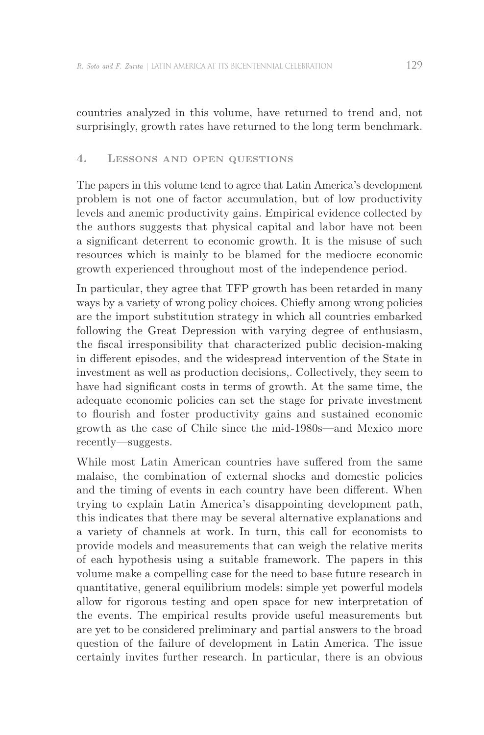countries analyzed in this volume, have returned to trend and, not surprisingly, growth rates have returned to the long term benchmark.

## 4. Lessons and open questions

The papers in this volume tend to agree that Latin America's development problem is not one of factor accumulation, but of low productivity levels and anemic productivity gains. Empirical evidence collected by the authors suggests that physical capital and labor have not been a significant deterrent to economic growth. It is the misuse of such resources which is mainly to be blamed for the mediocre economic growth experienced throughout most of the independence period.

In particular, they agree that TFP growth has been retarded in many ways by a variety of wrong policy choices. Chiefly among wrong policies are the import substitution strategy in which all countries embarked following the Great Depression with varying degree of enthusiasm, the fiscal irresponsibility that characterized public decision-making in different episodes, and the widespread intervention of the State in investment as well as production decisions,. Collectively, they seem to have had significant costs in terms of growth. At the same time, the adequate economic policies can set the stage for private investment to flourish and foster productivity gains and sustained economic growth as the case of Chile since the mid-1980s—and Mexico more recently—suggests.

While most Latin American countries have suffered from the same malaise, the combination of external shocks and domestic policies and the timing of events in each country have been different. When trying to explain Latin America's disappointing development path, this indicates that there may be several alternative explanations and a variety of channels at work. In turn, this call for economists to provide models and measurements that can weigh the relative merits of each hypothesis using a suitable framework. The papers in this volume make a compelling case for the need to base future research in quantitative, general equilibrium models: simple yet powerful models allow for rigorous testing and open space for new interpretation of the events. The empirical results provide useful measurements but are yet to be considered preliminary and partial answers to the broad question of the failure of development in Latin America. The issue certainly invites further research. In particular, there is an obvious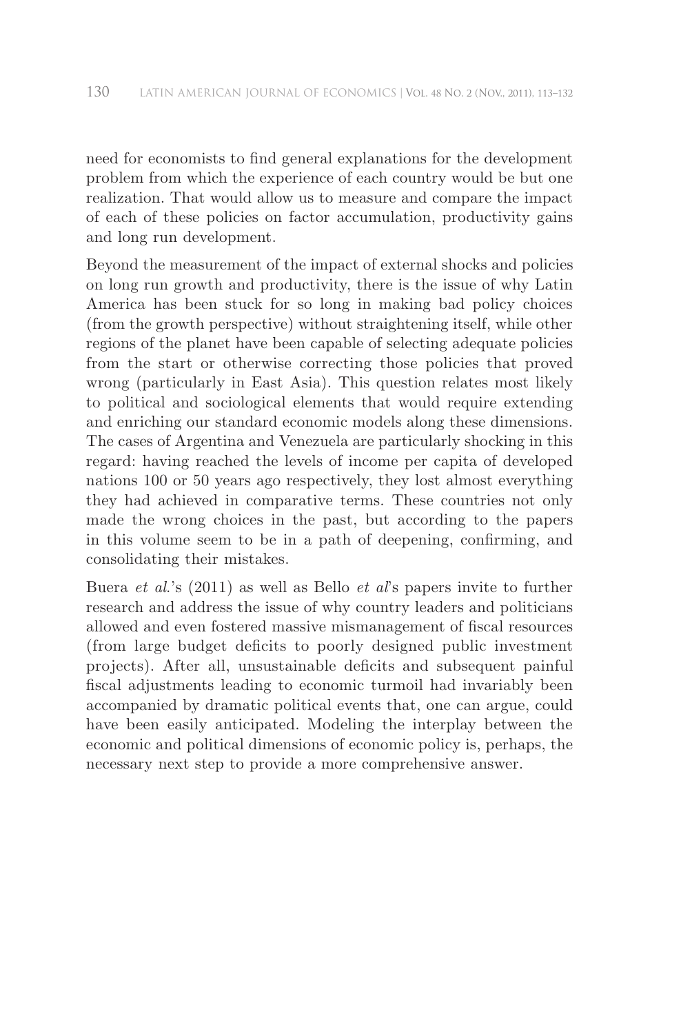need for economists to find general explanations for the development problem from which the experience of each country would be but one realization. That would allow us to measure and compare the impact of each of these policies on factor accumulation, productivity gains and long run development.

Beyond the measurement of the impact of external shocks and policies on long run growth and productivity, there is the issue of why Latin America has been stuck for so long in making bad policy choices (from the growth perspective) without straightening itself, while other regions of the planet have been capable of selecting adequate policies from the start or otherwise correcting those policies that proved wrong (particularly in East Asia). This question relates most likely to political and sociological elements that would require extending and enriching our standard economic models along these dimensions. The cases of Argentina and Venezuela are particularly shocking in this regard: having reached the levels of income per capita of developed nations 100 or 50 years ago respectively, they lost almost everything they had achieved in comparative terms. These countries not only made the wrong choices in the past, but according to the papers in this volume seem to be in a path of deepening, confirming, and consolidating their mistakes.

Buera *et al*.'s (2011) as well as Bello *et al*'s papers invite to further research and address the issue of why country leaders and politicians allowed and even fostered massive mismanagement of fiscal resources (from large budget deficits to poorly designed public investment projects). After all, unsustainable deficits and subsequent painful fiscal adjustments leading to economic turmoil had invariably been accompanied by dramatic political events that, one can argue, could have been easily anticipated. Modeling the interplay between the economic and political dimensions of economic policy is, perhaps, the necessary next step to provide a more comprehensive answer.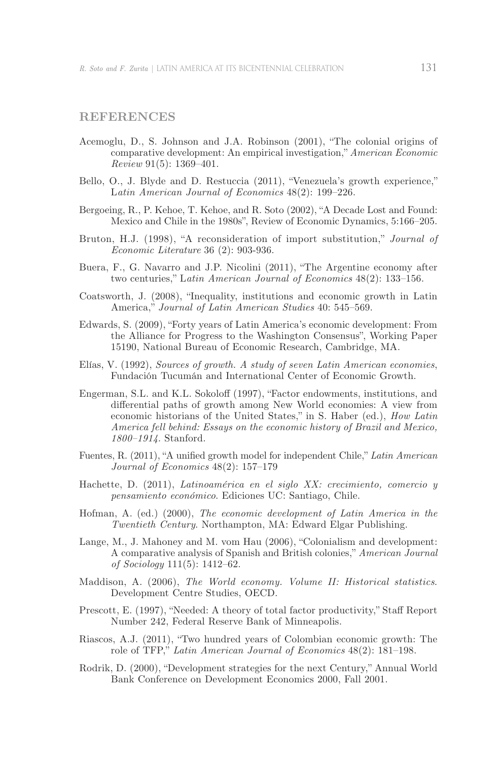## REFERENCES

Acemoglu, D., S. Johnson and J.A. Robinson (2001), "The colonial origins of comparative development: An empirical investigation," *American Economic Review* 91(5): 1369–401.

Bello, O., J. Blyde and D. Restuccia (2011), "Venezuela's growth experience," *Latin American Journal of Economics* 48(2): 199–226.

Bergoeing, R., P. Kehoe, T. Kehoe, and R. Soto (2002), "A Decade Lost and Found: Mexico and Chile in the 1980s", Review of Economic Dynamics, 5:166–205.

Bruton, H.J. (1998), "A reconsideration of import substitution," *Journal of Economic Literature* 36 (2): 903-936.

Buera, F., G. Navarro and J.P. Nicolini (2011), "The Argentine economy after two centuries," *Latin American Journal of Economics* 48(2): 133–156.

Coatsworth, J. (2008), "Inequality, institutions and economic growth in Latin America," *Journal of Latin American Studies* 40: 545–569.

Edwards, S. (2009), "Forty years of Latin America's economic development: From the Alliance for Progress to the Washington Consensus", Working Paper 15190, National Bureau of Economic Research, Cambridge, MA.

Elías, V. (1992), *Sources of growth. A study of seven Latin American economies*, Fundación Tucumán and International Center of Economic Growth.

Engerman, S.L. and K.L. Sokoloff (1997), "Factor endowments, institutions, and differential paths of growth among New World economies: A view from economic historians of the United States," in S. Haber (ed.), *How Latin America fell behind: Essays on the economic history of Brazil and Mexico, 1800–1914*. Stanford.

Fuentes, R. (2011), "A unified growth model for independent Chile," *Latin American Journal of Economics* 48(2): 157–179

Hachette, D. (2011), *Latinoamérica en el siglo XX: crecimiento, comercio y pensamiento económico*. Ediciones UC: Santiago, Chile.

Hofman, A. (ed.) (2000), *The economic development of Latin America in the Twentieth Century*. Northampton, MA: Edward Elgar Publishing.

Lange, M., J. Mahoney and M. vom Hau (2006), "Colonialism and development: A comparative analysis of Spanish and British colonies," *American Journal of Sociology* 111(5): 1412–62.

Maddison, A. (2006), *The World economy. Volume II: Historical statistics*. Development Centre Studies, OECD.

Prescott, E. (1997), "Needed: A theory of total factor productivity," Staff Report Number 242, Federal Reserve Bank of Minneapolis.

Riascos, A.J. (2011), "Two hundred years of Colombian economic growth: The role of TFP," *Latin American Journal of Economics* 48(2): 181–198.

Rodrik, D. (2000), "Development strategies for the next Century," Annual World Bank Conference on Development Economics 2000, Fall 2001.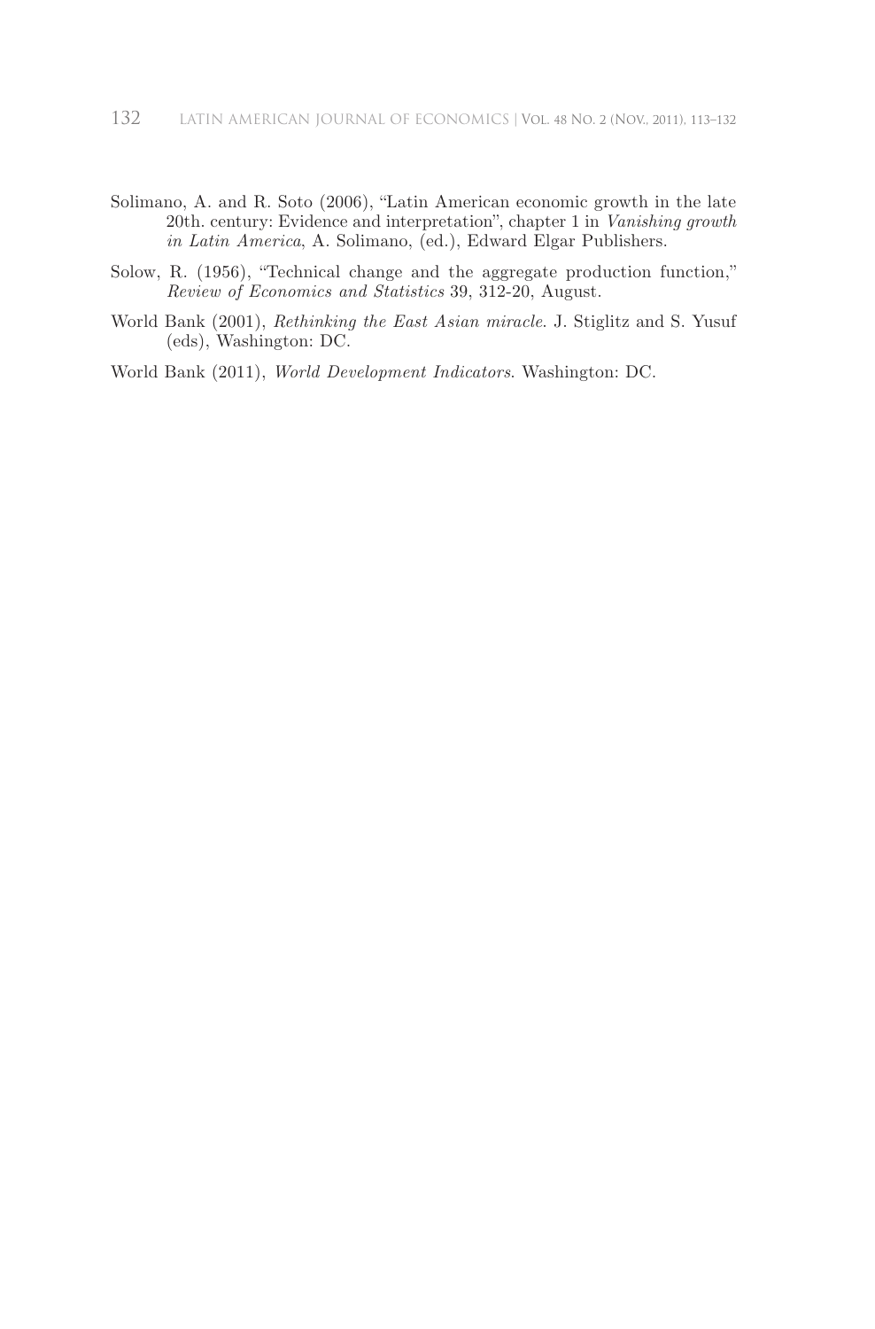Solimano, A. and R. Soto (2006), "Latin American economic growth in the late 20th. century: Evidence and interpretation", chapter 1 in *Vanishing growth in Latin America*, A. Solimano, (ed.), Edward Elgar Publishers.

Solow, R. (1956), "Technical change and the aggregate production function," *Review of Economics and Statistics* 39, 312-20, August.

World Bank (2001), *Rethinking the East Asian miracle*. J. Stiglitz and S. Yusuf (eds), Washington: DC.

World Bank (2011), *World Development Indicators*. Washington: DC.